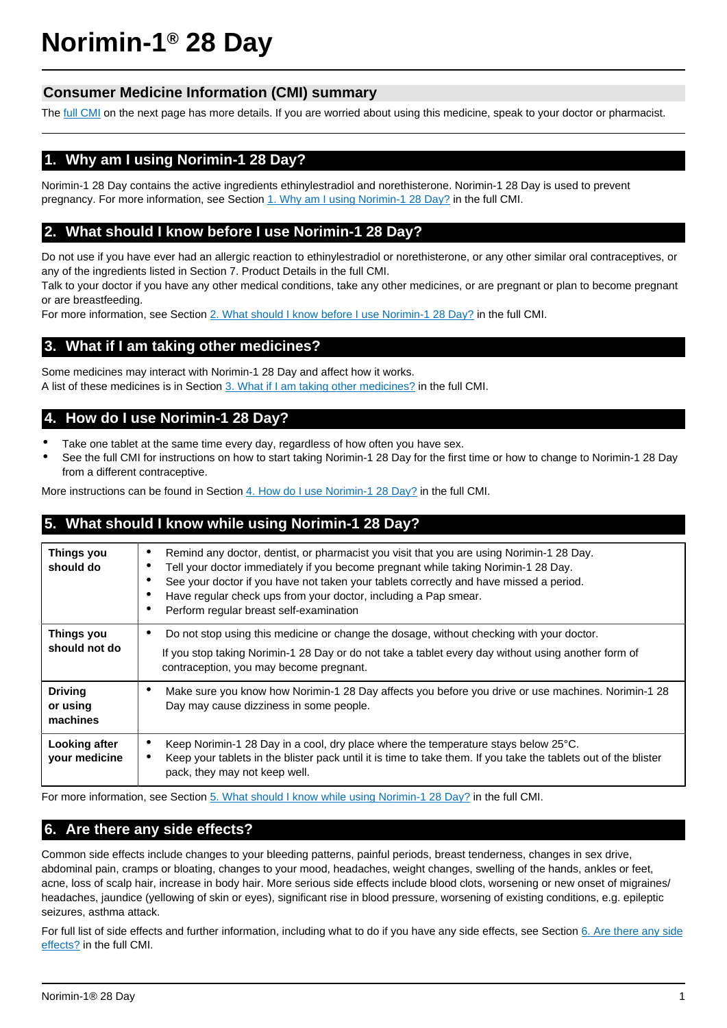# Norimin-1® 28 Day

## Consumer Medicine Information (CMI) summary

The full CMI on the next page has more details. If you are worried about using this medicine, speak to your doctor or pharmacist.

## 1. Why am I using Norimin-1 28 Day?

Norimin-1 28 Day contains the active ingredients ethinylestradiol and norethisterone. Norimin-1 28 Day is used to prevent pregnancy. For more information, see Section 1. Why am I using Norimin-1 28 Day? in the full CMI.

## 2. What should I know before I use Norimin-1 28 Day?

Do not use if you have ever had an allergic reaction to ethinylestradiol or norethisterone, or any other similar oral contraceptives, or any of the ingredients listed in Section 7. Product Details in the full CMI.

Talk to your doctor if you have any other medical conditions, take any other medicines, or are pregnant or plan to become pregnant or are breastfeeding.

For more information, see Section 2. What should I know before I use Norimin-1 28 Day? in the full CMI.

## 3. What if I am taking other medicines?

Some medicines may interact with Norimin-1 28 Day and affect how it works.

A list of these medicines is in Section 3. What if I am taking other medicines? in the full CMI.

## 4. How do I use Norimin-1 28 Day?

- Take one tablet at the same time every day, regardless of how often you have sex.
- See the full CMI for instructions on how to start taking Norimin-1 28 Day for the first time or how to change to Norimin-1 28 Day from a different contraceptive.

More instructions can be found in Section 4. How do I use Norimin-1 28 Day? in the full CMI.

## 5. What should I know while using Norimin-1 28 Day?

| | |
|---|---|
| **Things you should do** | • Remind any doctor, dentist, or pharmacist you visit that you are using Norimin-1 28 Day.<br>• Tell your doctor immediately if you become pregnant while taking Norimin-1 28 Day.<br>• See your doctor if you have not taken your tablets correctly and have missed a period.<br>• Have regular check ups from your doctor, including a Pap smear.<br>• Perform regular breast self-examination |
| **Things you should not do** | • Do not stop using this medicine or change the dosage, without checking with your doctor.<br>If you stop taking Norimin-1 28 Day or do not take a tablet every day without using another form of contraception, you may become pregnant. |
| **Driving or using machines** | • Make sure you know how Norimin-1 28 Day affects you before you drive or use machines. Norimin-1 28 Day may cause dizziness in some people. |
| **Looking after your medicine** | • Keep Norimin-1 28 Day in a cool, dry place where the temperature stays below 25°C.<br>• Keep your tablets in the blister pack until it is time to take them. If you take the tablets out of the blister pack, they may not keep well. |

For more information, see Section 5. What should I know while using Norimin-1 28 Day? in the full CMI.

## 6. Are there any side effects?

Common side effects include changes to your bleeding patterns, painful periods, breast tenderness, changes in sex drive, abdominal pain, cramps or bloating, changes to your mood, headaches, weight changes, swelling of the hands, ankles or feet, acne, loss of scalp hair, increase in body hair. More serious side effects include blood clots, worsening or new onset of migraines/ headaches, jaundice (yellowing of skin or eyes), significant rise in blood pressure, worsening of existing conditions, e.g. epileptic seizures, asthma attack.

For full list of side effects and further information, including what to do if you have any side effects, see Section 6. Are there any side effects? in the full CMI.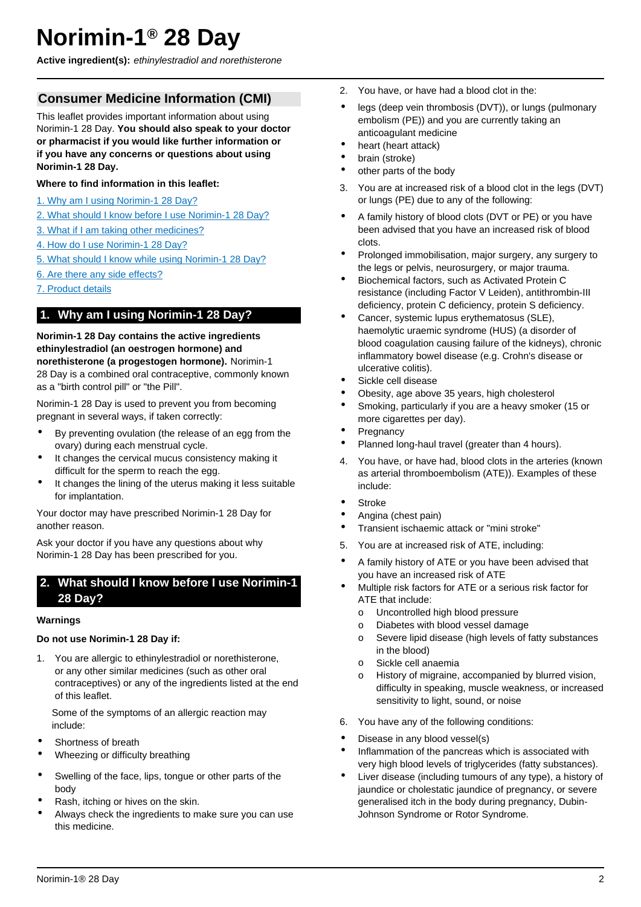# Norimin-1® 28 Day

**Active ingredient(s):** *ethinylestradiol and norethisterone*

## Consumer Medicine Information (CMI)

This leaflet provides important information about using Norimin-1 28 Day. **You should also speak to your doctor or pharmacist if you would like further information or if you have any concerns or questions about using Norimin-1 28 Day.**

**Where to find information in this leaflet:**

1. Why am I using Norimin-1 28 Day?
2. What should I know before I use Norimin-1 28 Day?
3. What if I am taking other medicines?
4. How do I use Norimin-1 28 Day?
5. What should I know while using Norimin-1 28 Day?
6. Are there any side effects?
7. Product details

## 1. Why am I using Norimin-1 28 Day?

**Norimin-1 28 Day contains the active ingredients ethinylestradiol (an oestrogen hormone) and norethisterone (a progestogen hormone).** Norimin-1 28 Day is a combined oral contraceptive, commonly known as a "birth control pill" or "the Pill".

Norimin-1 28 Day is used to prevent you from becoming pregnant in several ways, if taken correctly:

- By preventing ovulation (the release of an egg from the ovary) during each menstrual cycle.
- It changes the cervical mucus consistency making it difficult for the sperm to reach the egg.
- It changes the lining of the uterus making it less suitable for implantation.

Your doctor may have prescribed Norimin-1 28 Day for another reason.

Ask your doctor if you have any questions about why Norimin-1 28 Day has been prescribed for you.

## 2. What should I know before I use Norimin-1 28 Day?

### Warnings

**Do not use Norimin-1 28 Day if:**

1. You are allergic to ethinylestradiol or norethisterone, or any other similar medicines (such as other oral contraceptives) or any of the ingredients listed at the end of this leaflet.

   Some of the symptoms of an allergic reaction may include:

   - Shortness of breath
   - Wheezing or difficulty breathing
   - Swelling of the face, lips, tongue or other parts of the body
   - Rash, itching or hives on the skin.
   - Always check the ingredients to make sure you can use this medicine.

2. You have, or have had a blood clot in the:

   - legs (deep vein thrombosis (DVT)), or lungs (pulmonary embolism (PE)) and you are currently taking an anticoagulant medicine
   - heart (heart attack)
   - brain (stroke)
   - other parts of the body

3. You are at increased risk of a blood clot in the legs (DVT) or lungs (PE) due to any of the following:

   - A family history of blood clots (DVT or PE) or you have been advised that you have an increased risk of blood clots.
   - Prolonged immobilisation, major surgery, any surgery to the legs or pelvis, neurosurgery, or major trauma.
   - Biochemical factors, such as Activated Protein C resistance (including Factor V Leiden), antithrombin-III deficiency, protein C deficiency, protein S deficiency.
   - Cancer, systemic lupus erythematosus (SLE), haemolytic uraemic syndrome (HUS) (a disorder of blood coagulation causing failure of the kidneys), chronic inflammatory bowel disease (e.g. Crohn's disease or ulcerative colitis).
   - Sickle cell disease
   - Obesity, age above 35 years, high cholesterol
   - Smoking, particularly if you are a heavy smoker (15 or more cigarettes per day).
   - Pregnancy
   - Planned long-haul travel (greater than 4 hours).

4. You have, or have had, blood clots in the arteries (known as arterial thromboembolism (ATE)). Examples of these include:

   - Stroke
   - Angina (chest pain)
   - Transient ischaemic attack or "mini stroke"

5. You are at increased risk of ATE, including:

   - A family history of ATE or you have been advised that you have an increased risk of ATE
   - Multiple risk factors for ATE or a serious risk factor for ATE that include:
     - Uncontrolled high blood pressure
     - Diabetes with blood vessel damage
     - Severe lipid disease (high levels of fatty substances in the blood)
     - Sickle cell anaemia
     - History of migraine, accompanied by blurred vision, difficulty in speaking, muscle weakness, or increased sensitivity to light, sound, or noise

6. You have any of the following conditions:

   - Disease in any blood vessel(s)
   - Inflammation of the pancreas which is associated with very high blood levels of triglycerides (fatty substances).
   - Liver disease (including tumours of any type), a history of jaundice or cholestatic jaundice of pregnancy, or severe generalised itch in the body during pregnancy, Dubin-Johnson Syndrome or Rotor Syndrome.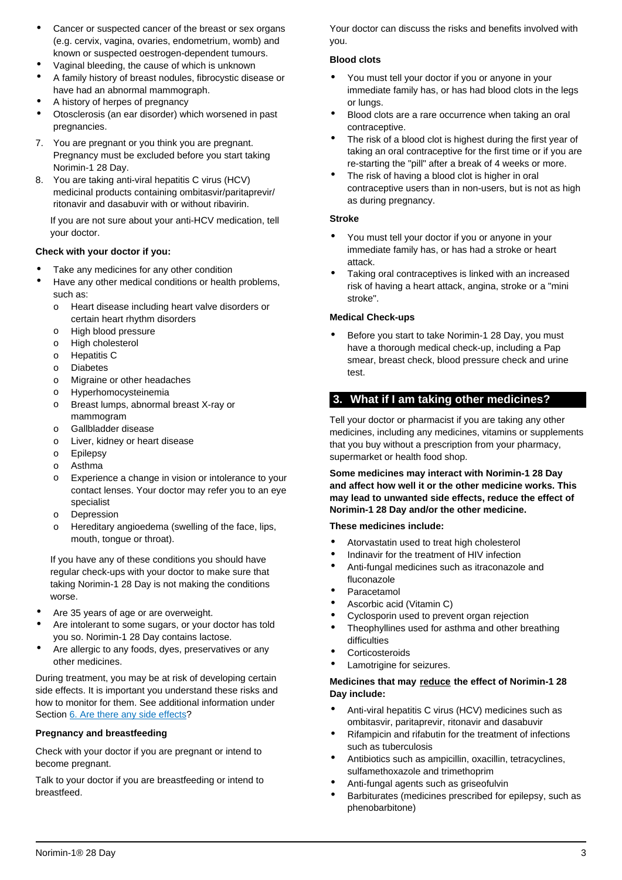- Cancer or suspected cancer of the breast or sex organs (e.g. cervix, vagina, ovaries, endometrium, womb) and known or suspected oestrogen-dependent tumours.
- Vaginal bleeding, the cause of which is unknown
- A family history of breast nodules, fibrocystic disease or have had an abnormal mammograph.
- A history of herpes of pregnancy
- Otosclerosis (an ear disorder) which worsened in past pregnancies.

7. You are pregnant or you think you are pregnant. Pregnancy must be excluded before you start taking Norimin-1 28 Day.
8. You are taking anti-viral hepatitis C virus (HCV) medicinal products containing ombitasvir/paritaprevir/ ritonavir and dasabuvir with or without ribavirin.

   If you are not sure about your anti-HCV medication, tell your doctor.

**Check with your doctor if you:**

- Take any medicines for any other condition
- Have any other medical conditions or health problems, such as:
  - Heart disease including heart valve disorders or certain heart rhythm disorders
  - High blood pressure
  - High cholesterol
  - Hepatitis C
  - Diabetes
  - Migraine or other headaches
  - Hyperhomocysteinemia
  - Breast lumps, abnormal breast X-ray or mammogram
  - Gallbladder disease
  - Liver, kidney or heart disease
  - Epilepsy
  - Asthma
  - Experience a change in vision or intolerance to your contact lenses. Your doctor may refer you to an eye specialist
  - Depression
  - Hereditary angioedema (swelling of the face, lips, mouth, tongue or throat).

  If you have any of these conditions you should have regular check-ups with your doctor to make sure that taking Norimin-1 28 Day is not making the conditions worse.
- Are 35 years of age or are overweight.
- Are intolerant to some sugars, or your doctor has told you so. Norimin-1 28 Day contains lactose.
- Are allergic to any foods, dyes, preservatives or any other medicines.

During treatment, you may be at risk of developing certain side effects. It is important you understand these risks and how to monitor for them. See additional information under Section 6. Are there any side effects?

**Pregnancy and breastfeeding**

Check with your doctor if you are pregnant or intend to become pregnant.

Talk to your doctor if you are breastfeeding or intend to breastfeed.

Your doctor can discuss the risks and benefits involved with you.

**Blood clots**

- You must tell your doctor if you or anyone in your immediate family has, or has had blood clots in the legs or lungs.
- Blood clots are a rare occurrence when taking an oral contraceptive.
- The risk of a blood clot is highest during the first year of taking an oral contraceptive for the first time or if you are re-starting the "pill" after a break of 4 weeks or more.
- The risk of having a blood clot is higher in oral contraceptive users than in non-users, but is not as high as during pregnancy.

**Stroke**

- You must tell your doctor if you or anyone in your immediate family has, or has had a stroke or heart attack.
- Taking oral contraceptives is linked with an increased risk of having a heart attack, angina, stroke or a "mini stroke".

**Medical Check-ups**

- Before you start to take Norimin-1 28 Day, you must have a thorough medical check-up, including a Pap smear, breast check, blood pressure check and urine test.

## 3. What if I am taking other medicines?

Tell your doctor or pharmacist if you are taking any other medicines, including any medicines, vitamins or supplements that you buy without a prescription from your pharmacy, supermarket or health food shop.

**Some medicines may interact with Norimin-1 28 Day and affect how well it or the other medicine works. This may lead to unwanted side effects, reduce the effect of Norimin-1 28 Day and/or the other medicine.**

**These medicines include:**

- Atorvastatin used to treat high cholesterol
- Indinavir for the treatment of HIV infection
- Anti-fungal medicines such as itraconazole and fluconazole
- Paracetamol
- Ascorbic acid (Vitamin C)
- Cyclosporin used to prevent organ rejection
- Theophyllines used for asthma and other breathing difficulties
- Corticosteroids
- Lamotrigine for seizures.

**Medicines that may <u>reduce</u> the effect of Norimin-1 28 Day include:**

- Anti-viral hepatitis C virus (HCV) medicines such as ombitasvir, paritaprevir, ritonavir and dasabuvir
- Rifampicin and rifabutin for the treatment of infections such as tuberculosis
- Antibiotics such as ampicillin, oxacillin, tetracyclines, sulfamethoxazole and trimethoprim
- Anti-fungal agents such as griseofulvin
- Barbiturates (medicines prescribed for epilepsy, such as phenobarbitone)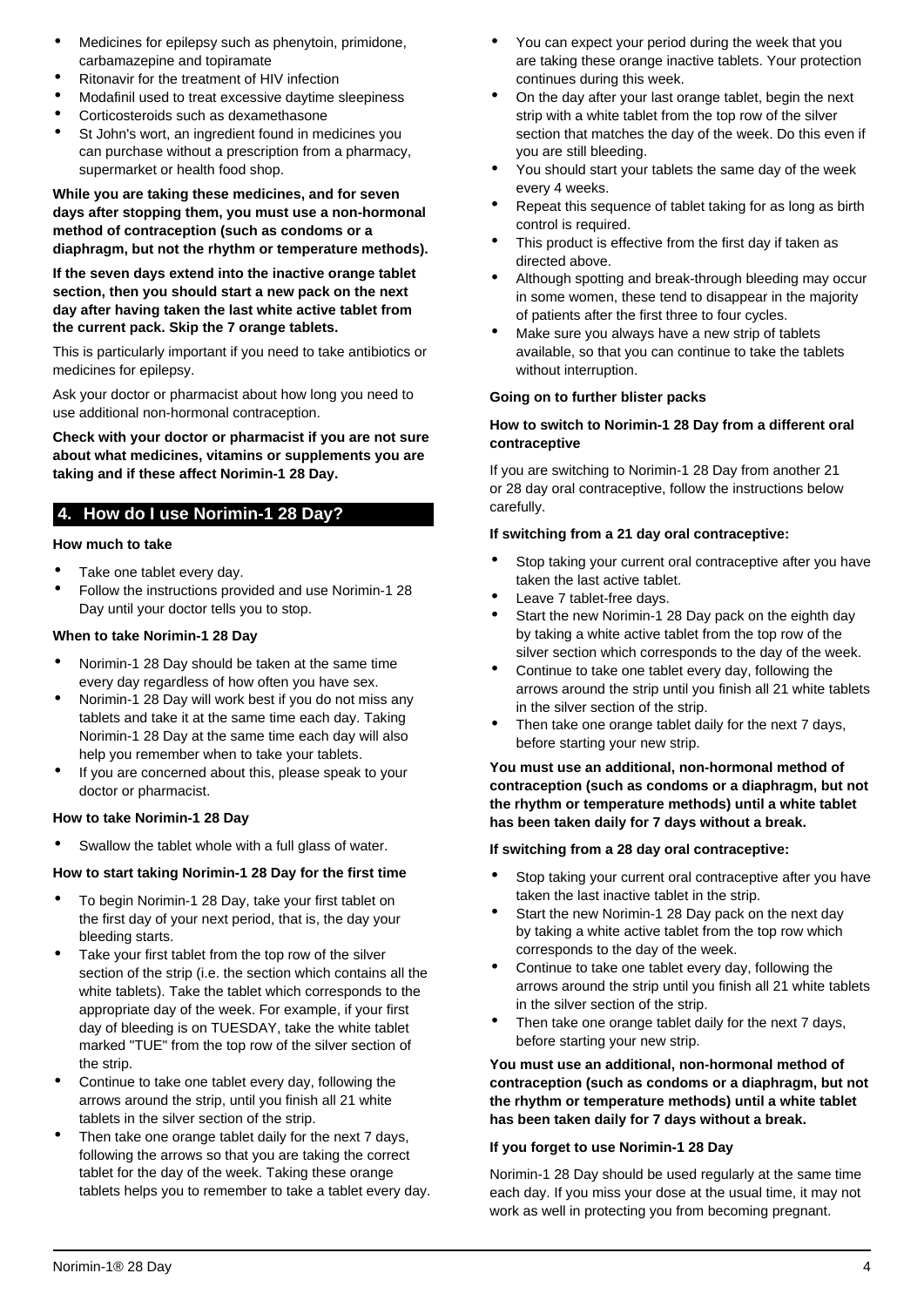- Medicines for epilepsy such as phenytoin, primidone, carbamazepine and topiramate
- Ritonavir for the treatment of HIV infection
- Modafinil used to treat excessive daytime sleepiness
- Corticosteroids such as dexamethasone
- St John's wort, an ingredient found in medicines you can purchase without a prescription from a pharmacy, supermarket or health food shop.

**While you are taking these medicines, and for seven days after stopping them, you must use a non-hormonal method of contraception (such as condoms or a diaphragm, but not the rhythm or temperature methods).**

**If the seven days extend into the inactive orange tablet section, then you should start a new pack on the next day after having taken the last white active tablet from the current pack. Skip the 7 orange tablets.**

This is particularly important if you need to take antibiotics or medicines for epilepsy.

Ask your doctor or pharmacist about how long you need to use additional non-hormonal contraception.

**Check with your doctor or pharmacist if you are not sure about what medicines, vitamins or supplements you are taking and if these affect Norimin-1 28 Day.**

## 4. How do I use Norimin-1 28 Day?

**How much to take**

- Take one tablet every day.
- Follow the instructions provided and use Norimin-1 28 Day until your doctor tells you to stop.

**When to take Norimin-1 28 Day**

- Norimin-1 28 Day should be taken at the same time every day regardless of how often you have sex.
- Norimin-1 28 Day will work best if you do not miss any tablets and take it at the same time each day. Taking Norimin-1 28 Day at the same time each day will also help you remember when to take your tablets.
- If you are concerned about this, please speak to your doctor or pharmacist.

**How to take Norimin-1 28 Day**

- Swallow the tablet whole with a full glass of water.

**How to start taking Norimin-1 28 Day for the first time**

- To begin Norimin-1 28 Day, take your first tablet on the first day of your next period, that is, the day your bleeding starts.
- Take your first tablet from the top row of the silver section of the strip (i.e. the section which contains all the white tablets). Take the tablet which corresponds to the appropriate day of the week. For example, if your first day of bleeding is on TUESDAY, take the white tablet marked "TUE" from the top row of the silver section of the strip.
- Continue to take one tablet every day, following the arrows around the strip, until you finish all 21 white tablets in the silver section of the strip.
- Then take one orange tablet daily for the next 7 days, following the arrows so that you are taking the correct tablet for the day of the week. Taking these orange tablets helps you to remember to take a tablet every day.
- You can expect your period during the week that you are taking these orange inactive tablets. Your protection continues during this week.
- On the day after your last orange tablet, begin the next strip with a white tablet from the top row of the silver section that matches the day of the week. Do this even if you are still bleeding.
- You should start your tablets the same day of the week every 4 weeks.
- Repeat this sequence of tablet taking for as long as birth control is required.
- This product is effective from the first day if taken as directed above.
- Although spotting and break-through bleeding may occur in some women, these tend to disappear in the majority of patients after the first three to four cycles.
- Make sure you always have a new strip of tablets available, so that you can continue to take the tablets without interruption.

**Going on to further blister packs**

**How to switch to Norimin-1 28 Day from a different oral contraceptive**

If you are switching to Norimin-1 28 Day from another 21 or 28 day oral contraceptive, follow the instructions below carefully.

**If switching from a 21 day oral contraceptive:**

- Stop taking your current oral contraceptive after you have taken the last active tablet.
- Leave 7 tablet-free days.
- Start the new Norimin-1 28 Day pack on the eighth day by taking a white active tablet from the top row of the silver section which corresponds to the day of the week.
- Continue to take one tablet every day, following the arrows around the strip until you finish all 21 white tablets in the silver section of the strip.
- Then take one orange tablet daily for the next 7 days, before starting your new strip.

**You must use an additional, non-hormonal method of contraception (such as condoms or a diaphragm, but not the rhythm or temperature methods) until a white tablet has been taken daily for 7 days without a break.**

**If switching from a 28 day oral contraceptive:**

- Stop taking your current oral contraceptive after you have taken the last inactive tablet in the strip.
- Start the new Norimin-1 28 Day pack on the next day by taking a white active tablet from the top row which corresponds to the day of the week.
- Continue to take one tablet every day, following the arrows around the strip until you finish all 21 white tablets in the silver section of the strip.
- Then take one orange tablet daily for the next 7 days, before starting your new strip.

**You must use an additional, non-hormonal method of contraception (such as condoms or a diaphragm, but not the rhythm or temperature methods) until a white tablet has been taken daily for 7 days without a break.**

**If you forget to use Norimin-1 28 Day**

Norimin-1 28 Day should be used regularly at the same time each day. If you miss your dose at the usual time, it may not work as well in protecting you from becoming pregnant.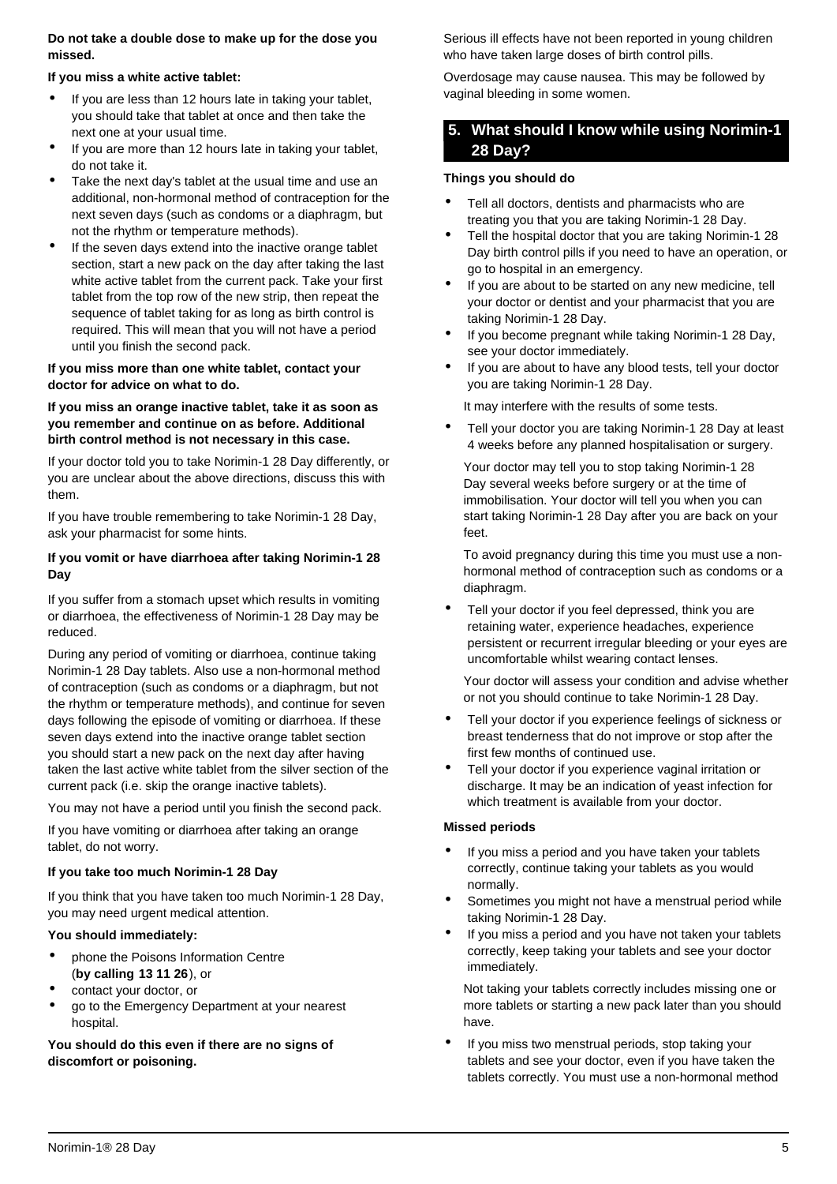**Do not take a double dose to make up for the dose you missed.**

**If you miss a white active tablet:**

- If you are less than 12 hours late in taking your tablet, you should take that tablet at once and then take the next one at your usual time.
- If you are more than 12 hours late in taking your tablet, do not take it.
- Take the next day's tablet at the usual time and use an additional, non-hormonal method of contraception for the next seven days (such as condoms or a diaphragm, but not the rhythm or temperature methods).
- If the seven days extend into the inactive orange tablet section, start a new pack on the day after taking the last white active tablet from the current pack. Take your first tablet from the top row of the new strip, then repeat the sequence of tablet taking for as long as birth control is required. This will mean that you will not have a period until you finish the second pack.

**If you miss more than one white tablet, contact your doctor for advice on what to do.**

**If you miss an orange inactive tablet, take it as soon as you remember and continue on as before. Additional birth control method is not necessary in this case.**

If your doctor told you to take Norimin-1 28 Day differently, or you are unclear about the above directions, discuss this with them.

If you have trouble remembering to take Norimin-1 28 Day, ask your pharmacist for some hints.

**If you vomit or have diarrhoea after taking Norimin-1 28 Day**

If you suffer from a stomach upset which results in vomiting or diarrhoea, the effectiveness of Norimin-1 28 Day may be reduced.

During any period of vomiting or diarrhoea, continue taking Norimin-1 28 Day tablets. Also use a non-hormonal method of contraception (such as condoms or a diaphragm, but not the rhythm or temperature methods), and continue for seven days following the episode of vomiting or diarrhoea. If these seven days extend into the inactive orange tablet section you should start a new pack on the next day after having taken the last active white tablet from the silver section of the current pack (i.e. skip the orange inactive tablets).

You may not have a period until you finish the second pack.

If you have vomiting or diarrhoea after taking an orange tablet, do not worry.

**If you take too much Norimin-1 28 Day**

If you think that you have taken too much Norimin-1 28 Day, you may need urgent medical attention.

**You should immediately:**

- phone the Poisons Information Centre (**by calling 13 11 26**), or
- contact your doctor, or
- go to the Emergency Department at your nearest hospital.

**You should do this even if there are no signs of discomfort or poisoning.**

Serious ill effects have not been reported in young children who have taken large doses of birth control pills.

Overdosage may cause nausea. This may be followed by vaginal bleeding in some women.

## 5. What should I know while using Norimin-1 28 Day?

**Things you should do**

- Tell all doctors, dentists and pharmacists who are treating you that you are taking Norimin-1 28 Day.
- Tell the hospital doctor that you are taking Norimin-1 28 Day birth control pills if you need to have an operation, or go to hospital in an emergency.
- If you are about to be started on any new medicine, tell your doctor or dentist and your pharmacist that you are taking Norimin-1 28 Day.
- If you become pregnant while taking Norimin-1 28 Day, see your doctor immediately.
- If you are about to have any blood tests, tell your doctor you are taking Norimin-1 28 Day.

  It may interfere with the results of some tests.

- Tell your doctor you are taking Norimin-1 28 Day at least 4 weeks before any planned hospitalisation or surgery.

  Your doctor may tell you to stop taking Norimin-1 28 Day several weeks before surgery or at the time of immobilisation. Your doctor will tell you when you can start taking Norimin-1 28 Day after you are back on your feet.

  To avoid pregnancy during this time you must use a non-hormonal method of contraception such as condoms or a diaphragm.

- Tell your doctor if you feel depressed, think you are retaining water, experience headaches, experience persistent or recurrent irregular bleeding or your eyes are uncomfortable whilst wearing contact lenses.

  Your doctor will assess your condition and advise whether or not you should continue to take Norimin-1 28 Day.

- Tell your doctor if you experience feelings of sickness or breast tenderness that do not improve or stop after the first few months of continued use.
- Tell your doctor if you experience vaginal irritation or discharge. It may be an indication of yeast infection for which treatment is available from your doctor.

**Missed periods**

- If you miss a period and you have taken your tablets correctly, continue taking your tablets as you would normally.
- Sometimes you might not have a menstrual period while taking Norimin-1 28 Day.
- If you miss a period and you have not taken your tablets correctly, keep taking your tablets and see your doctor immediately.

  Not taking your tablets correctly includes missing one or more tablets or starting a new pack later than you should have.

- If you miss two menstrual periods, stop taking your tablets and see your doctor, even if you have taken the tablets correctly. You must use a non-hormonal method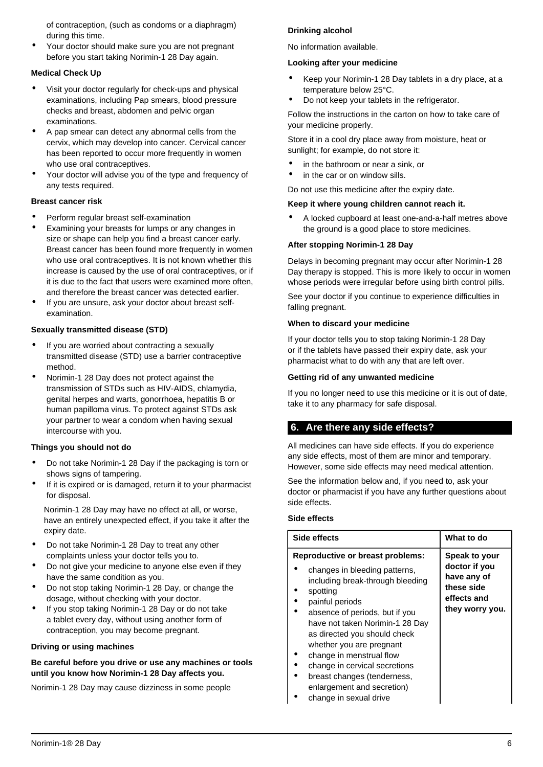of contraception, (such as condoms or a diaphragm) during this time.

- Your doctor should make sure you are not pregnant before you start taking Norimin-1 28 Day again.

### Medical Check Up

- Visit your doctor regularly for check-ups and physical examinations, including Pap smears, blood pressure checks and breast, abdomen and pelvic organ examinations.
- A pap smear can detect any abnormal cells from the cervix, which may develop into cancer. Cervical cancer has been reported to occur more frequently in women who use oral contraceptives.
- Your doctor will advise you of the type and frequency of any tests required.

### Breast cancer risk

- Perform regular breast self-examination
- Examining your breasts for lumps or any changes in size or shape can help you find a breast cancer early. Breast cancer has been found more frequently in women who use oral contraceptives. It is not known whether this increase is caused by the use of oral contraceptives, or if it is due to the fact that users were examined more often, and therefore the breast cancer was detected earlier.
- If you are unsure, ask your doctor about breast self-examination.

### Sexually transmitted disease (STD)

- If you are worried about contracting a sexually transmitted disease (STD) use a barrier contraceptive method.
- Norimin-1 28 Day does not protect against the transmission of STDs such as HIV-AIDS, chlamydia, genital herpes and warts, gonorrhoea, hepatitis B or human papilloma virus. To protect against STDs ask your partner to wear a condom when having sexual intercourse with you.

### Things you should not do

- Do not take Norimin-1 28 Day if the packaging is torn or shows signs of tampering.
- If it is expired or is damaged, return it to your pharmacist for disposal.

  Norimin-1 28 Day may have no effect at all, or worse, have an entirely unexpected effect, if you take it after the expiry date.

- Do not take Norimin-1 28 Day to treat any other complaints unless your doctor tells you to.
- Do not give your medicine to anyone else even if they have the same condition as you.
- Do not stop taking Norimin-1 28 Day, or change the dosage, without checking with your doctor.
- If you stop taking Norimin-1 28 Day or do not take a tablet every day, without using another form of contraception, you may become pregnant.

### Driving or using machines

**Be careful before you drive or use any machines or tools until you know how Norimin-1 28 Day affects you.**

Norimin-1 28 Day may cause dizziness in some people

### Drinking alcohol

No information available.

### Looking after your medicine

- Keep your Norimin-1 28 Day tablets in a dry place, at a temperature below 25°C.
- Do not keep your tablets in the refrigerator.

Follow the instructions in the carton on how to take care of your medicine properly.

Store it in a cool dry place away from moisture, heat or sunlight; for example, do not store it:

- in the bathroom or near a sink, or
- in the car or on window sills.

Do not use this medicine after the expiry date.

**Keep it where young children cannot reach it.**

- A locked cupboard at least one-and-a-half metres above the ground is a good place to store medicines.

### After stopping Norimin-1 28 Day

Delays in becoming pregnant may occur after Norimin-1 28 Day therapy is stopped. This is more likely to occur in women whose periods were irregular before using birth control pills.

See your doctor if you continue to experience difficulties in falling pregnant.

### When to discard your medicine

If your doctor tells you to stop taking Norimin-1 28 Day or if the tablets have passed their expiry date, ask your pharmacist what to do with any that are left over.

### Getting rid of any unwanted medicine

If you no longer need to use this medicine or it is out of date, take it to any pharmacy for safe disposal.

## 6. Are there any side effects?

All medicines can have side effects. If you do experience any side effects, most of them are minor and temporary. However, some side effects may need medical attention.

See the information below and, if you need to, ask your doctor or pharmacist if you have any further questions about side effects.

### Side effects

| Side effects | What to do |
|---|---|
| **Reproductive or breast problems:**<br>• changes in bleeding patterns, including break-through bleeding<br>• spotting<br>• painful periods<br>• absence of periods, but if you have not taken Norimin-1 28 Day as directed you should check whether you are pregnant<br>• change in menstrual flow<br>• change in cervical secretions<br>• breast changes (tenderness, enlargement and secretion)<br>• change in sexual drive | **Speak to your doctor if you have any of these side effects and they worry you.** |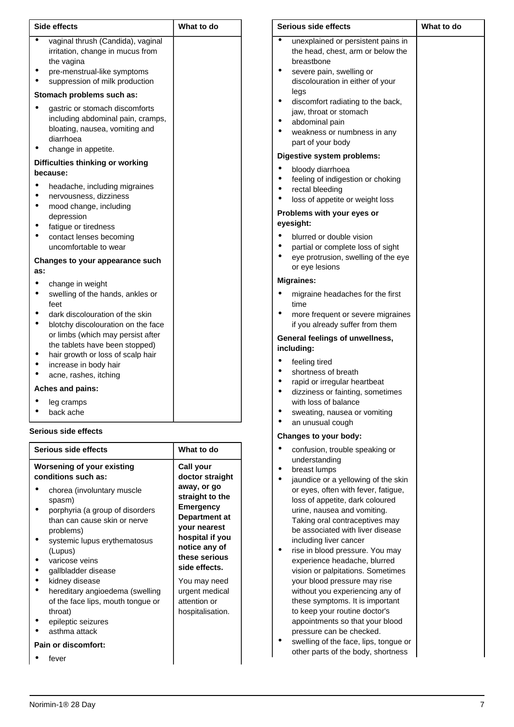| Side effects | What to do |
|---|---|
| • vaginal thrush (Candida), vaginal irritation, change in mucus from the vagina<br>• pre-menstrual-like symptoms<br>• suppression of milk production<br>**Stomach problems such as:**<br>• gastric or stomach discomforts including abdominal pain, cramps, bloating, nausea, vomiting and diarrhoea<br>• change in appetite.<br>**Difficulties thinking or working because:**<br>• headache, including migraines<br>• nervousness, dizziness<br>• mood change, including depression<br>• fatigue or tiredness<br>• contact lenses becoming uncomfortable to wear<br>**Changes to your appearance such as:**<br>• change in weight<br>• swelling of the hands, ankles or feet<br>• dark discolouration of the skin<br>• blotchy discolouration on the face or limbs (which may persist after the tablets have been stopped)<br>• hair growth or loss of scalp hair<br>• increase in body hair<br>• acne, rashes, itching<br>**Aches and pains:**<br>• leg cramps<br>• back ache | |

**Serious side effects**

| Serious side effects | What to do |
|---|---|
| **Worsening of your existing conditions such as:**<br>• chorea (involuntary muscle spasm)<br>• porphyria (a group of disorders than can cause skin or nerve problems)<br>• systemic lupus erythematosus (Lupus)<br>• varicose veins<br>• gallbladder disease<br>• kidney disease<br>• hereditary angioedema (swelling of the face lips, mouth tongue or throat)<br>• epileptic seizures<br>• asthma attack<br>**Pain or discomfort:**<br>• fever<br>• unexplained or persistent pains in the head, chest, arm or below the breastbone<br>• severe pain, swelling or discolouration in either of your legs<br>• discomfort radiating to the back, jaw, throat or stomach<br>• abdominal pain<br>• weakness or numbness in any part of your body<br>**Digestive system problems:**<br>• bloody diarrhoea<br>• feeling of indigestion or choking<br>• rectal bleeding<br>• loss of appetite or weight loss<br>**Problems with your eyes or eyesight:**<br>• blurred or double vision<br>• partial or complete loss of sight<br>• eye protrusion, swelling of the eye or eye lesions<br>**Migraines:**<br>• migraine headaches for the first time<br>• more frequent or severe migraines if you already suffer from them<br>**General feelings of unwellness, including:**<br>• feeling tired<br>• shortness of breath<br>• rapid or irregular heartbeat<br>• dizziness or fainting, sometimes with loss of balance<br>• sweating, nausea or vomiting<br>• an unusual cough<br>**Changes to your body:**<br>• confusion, trouble speaking or understanding<br>• breast lumps<br>• jaundice or a yellowing of the skin or eyes, often with fever, fatigue, loss of appetite, dark coloured urine, nausea and vomiting. Taking oral contraceptives may be associated with liver disease including liver cancer<br>• rise in blood pressure. You may experience headache, blurred vision or palpitations. Sometimes your blood pressure may rise without you experiencing any of these symptoms. It is important to keep your routine doctor's appointments so that your blood pressure can be checked.<br>• swelling of the face, lips, tongue or other parts of the body, shortness | **Call your doctor straight away, or go straight to the Emergency Department at your nearest hospital if you notice any of these serious side effects.**<br><br>You may need urgent medical attention or hospitalisation. |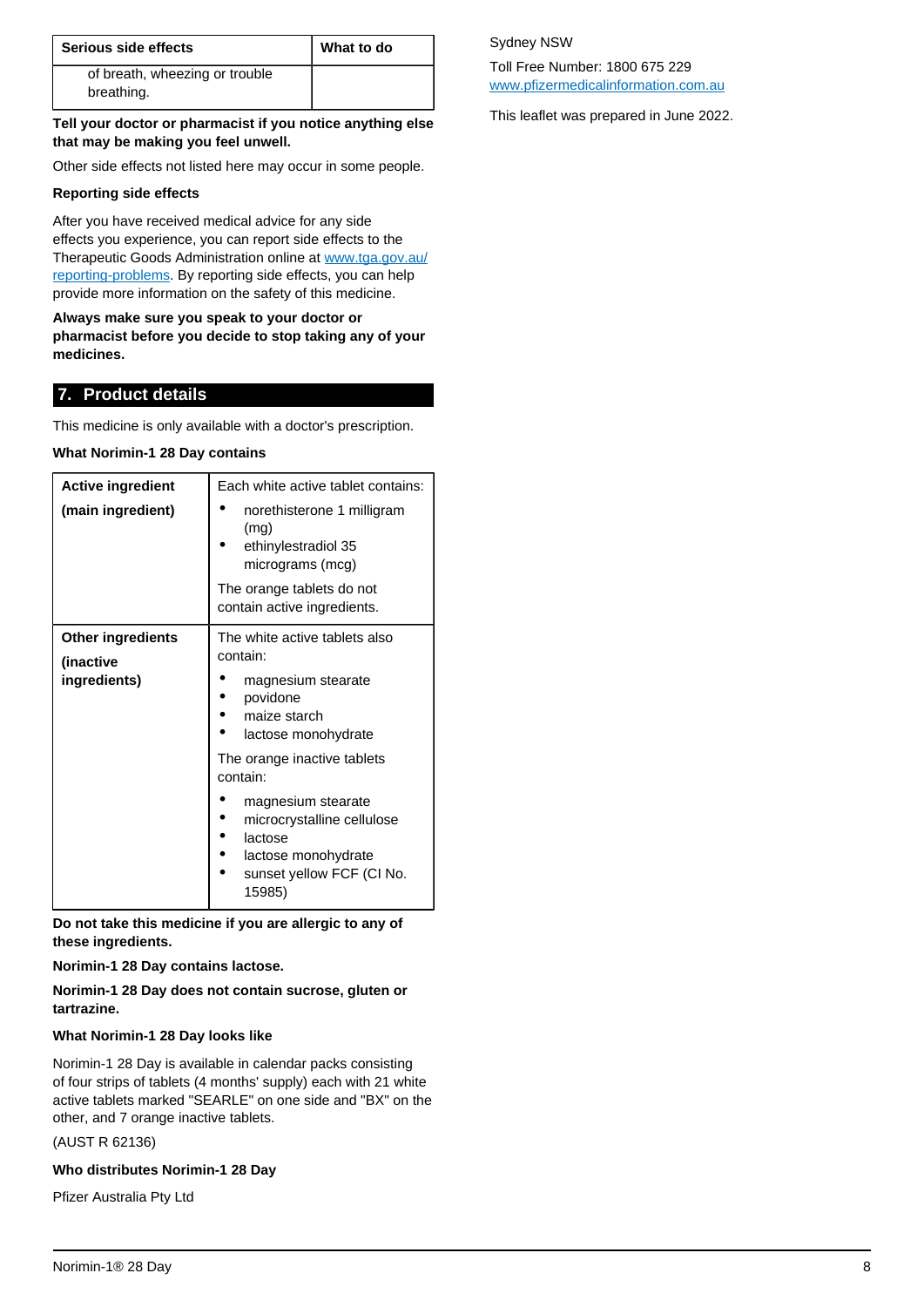| Serious side effects | What to do |
| --- | --- |
| of breath, wheezing or trouble breathing. | |

**Tell your doctor or pharmacist if you notice anything else that may be making you feel unwell.**

Other side effects not listed here may occur in some people.

**Reporting side effects**

After you have received medical advice for any side effects you experience, you can report side effects to the Therapeutic Goods Administration online at www.tga.gov.au/reporting-problems. By reporting side effects, you can help provide more information on the safety of this medicine.

**Always make sure you speak to your doctor or pharmacist before you decide to stop taking any of your medicines.**

## 7. Product details

This medicine is only available with a doctor's prescription.

**What Norimin-1 28 Day contains**

| | |
| --- | --- |
| **Active ingredient (main ingredient)** | Each white active tablet contains: <br>• norethisterone 1 milligram (mg) <br>• ethinylestradiol 35 micrograms (mcg) <br>The orange tablets do not contain active ingredients. |
| **Other ingredients (inactive ingredients)** | The white active tablets also contain: <br>• magnesium stearate <br>• povidone <br>• maize starch <br>• lactose monohydrate <br>The orange inactive tablets contain: <br>• magnesium stearate <br>• microcrystalline cellulose <br>• lactose <br>• lactose monohydrate <br>• sunset yellow FCF (CI No. 15985) |

**Do not take this medicine if you are allergic to any of these ingredients.**

**Norimin-1 28 Day contains lactose.**

**Norimin-1 28 Day does not contain sucrose, gluten or tartrazine.**

**What Norimin-1 28 Day looks like**

Norimin-1 28 Day is available in calendar packs consisting of four strips of tablets (4 months' supply) each with 21 white active tablets marked "SEARLE" on one side and "BX" on the other, and 7 orange inactive tablets.

(AUST R 62136)

**Who distributes Norimin-1 28 Day**

Pfizer Australia Pty Ltd

Sydney NSW

Toll Free Number: 1800 675 229
www.pfizermedicalinformation.com.au

This leaflet was prepared in June 2022.